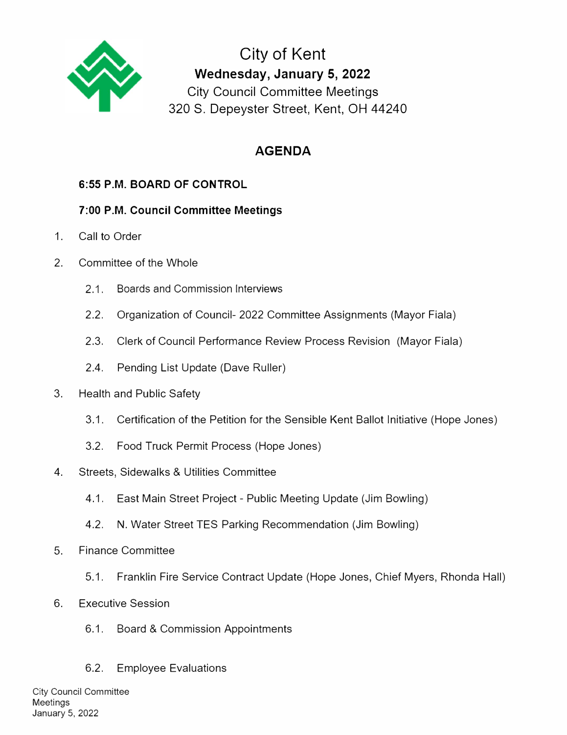# City of Kent

**Wednesday, January 5, 2022**

City Council Committee Meetings

320 S. Depeyster Street, Kent, OH 44240

## AGENDA

**6:55 P.M. BOARD OF CONTROL**

**7:00 P.M. Council Committee Meetings**

1. Call to Order
2. Committee of the Whole
    - 2.1. Boards and Commission Interviews
    - 2.2. Organization of Council- 2022 Committee Assignments (Mayor Fiala)
    - 2.3. Clerk of Council Performance Review Process Revision (Mayor Fiala)
    - 2.4. Pending List Update (Dave Ruller)
3. Health and Public Safety
    - 3.1. Certification of the Petition for the Sensible Kent Ballot Initiative (Hope Jones)
    - 3.2. Food Truck Permit Process (Hope Jones)
4. Streets, Sidewalks & Utilities Committee
    - 4.1. East Main Street Project - Public Meeting Update (Jim Bowling)
    - 4.2. N. Water Street TES Parking Recommendation (Jim Bowling)
5. Finance Committee
    - 5.1. Franklin Fire Service Contract Update (Hope Jones, Chief Myers, Rhonda Hall)
6. Executive Session
    - 6.1. Board & Commission Appointments
    - 6.2. Employee Evaluations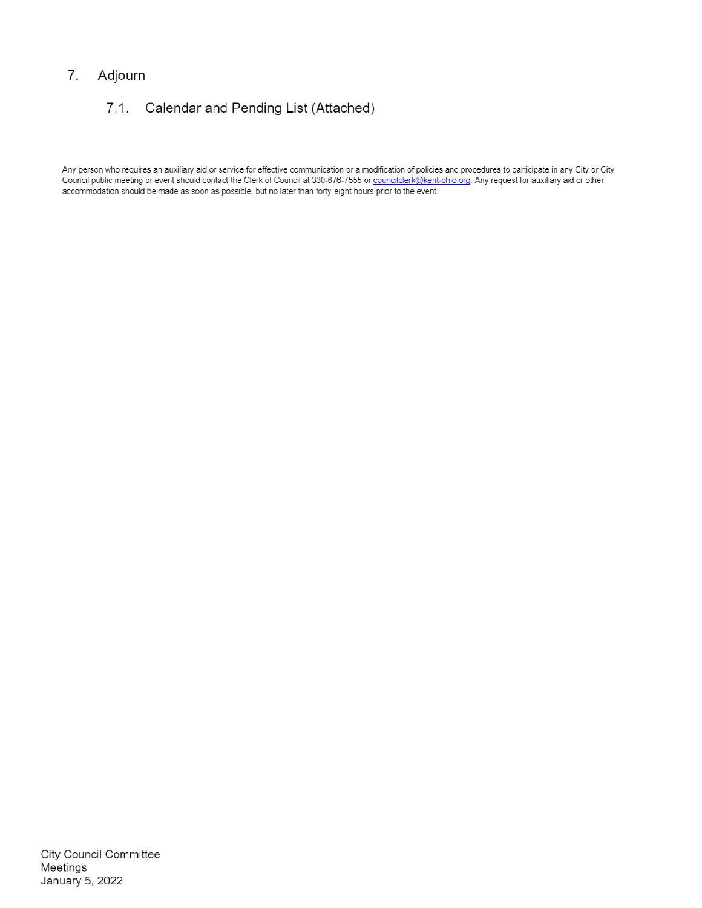7. Adjourn

   7.1. Calendar and Pending List (Attached)

Any person who requires an auxiliary aid or service for effective communication or a modification of policies and procedures to participate in any City or City Council public meeting or event should contact the Clerk of Council at 330-676-7555 or councilclerk@kent-ohio.org. Any request for auxiliary aid or other accommodation should be made as soon as possible, but no later than forty-eight hours prior to the event.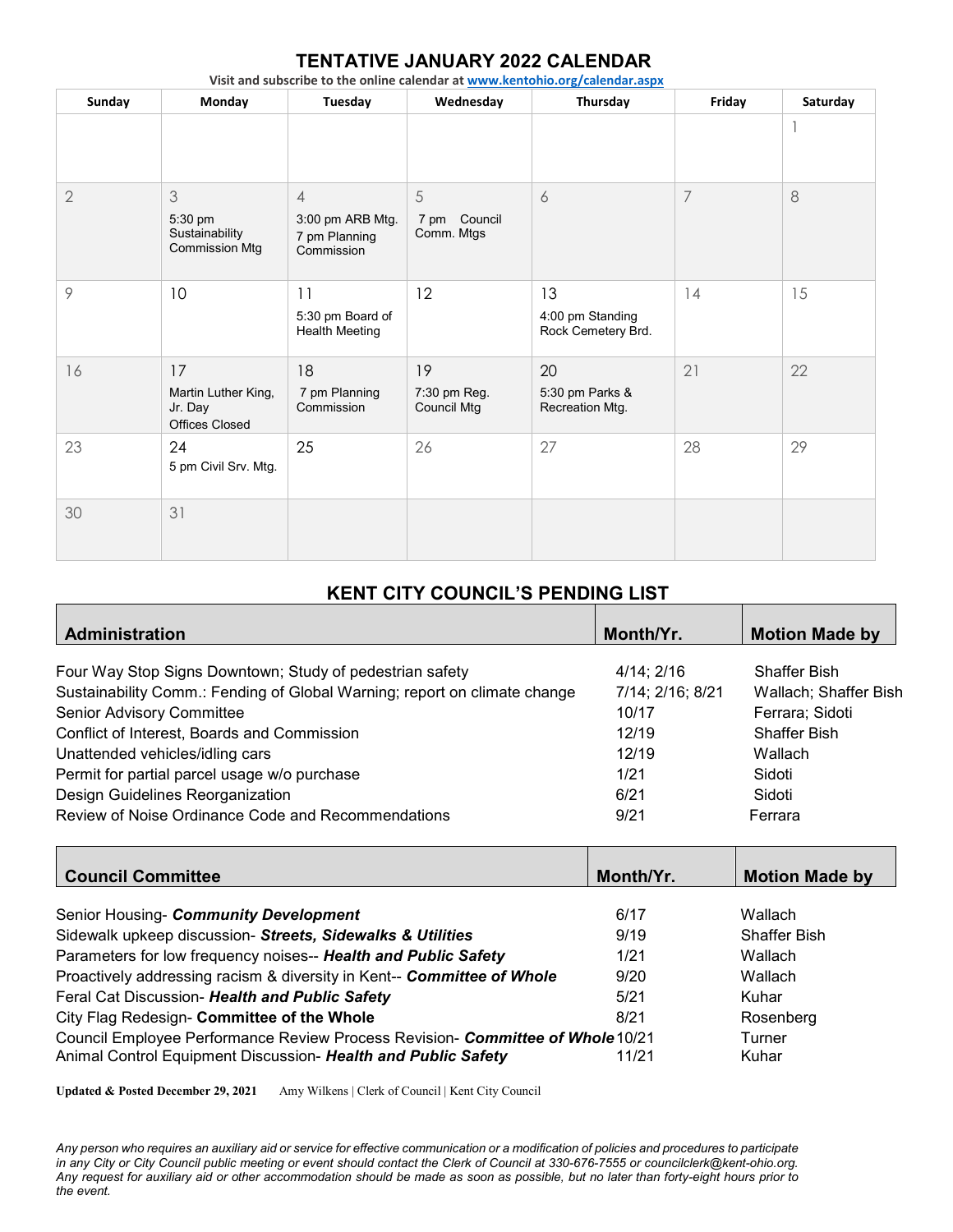# TENTATIVE JANUARY 2022 CALENDAR

Visit and subscribe to the online calendar at www.kentohio.org/calendar.aspx

| Sunday | Monday | Tuesday | Wednesday | Thursday | Friday | Saturday |
|---|---|---|---|---|---|---|
| | | | | | | 1 |
| 2 | 3<br>5:30 pm Sustainability Commission Mtg | 4<br>3:00 pm ARB Mtg.<br>7 pm Planning Commission | 5<br>7 pm Council Comm. Mtgs | 6 | 7 | 8 |
| 9 | 10 | 11<br>5:30 pm Board of Health Meeting | 12 | 13<br>4:00 pm Standing Rock Cemetery Brd. | 14 | 15 |
| 16 | 17<br>Martin Luther King, Jr. Day<br>Offices Closed | 18<br>7 pm Planning Commission | 19<br>7:30 pm Reg. Council Mtg | 20<br>5:30 pm Parks & Recreation Mtg. | 21 | 22 |
| 23 | 24<br>5 pm Civil Srv. Mtg. | 25 | 26 | 27 | 28 | 29 |
| 30 | 31 | | | | | |

## KENT CITY COUNCIL'S PENDING LIST

| Administration | Month/Yr. | Motion Made by |
|---|---|---|
| Four Way Stop Signs Downtown; Study of pedestrian safety | 4/14; 2/16 | Shaffer Bish |
| Sustainability Comm.: Fending of Global Warning; report on climate change | 7/14; 2/16; 8/21 | Wallach; Shaffer Bish |
| Senior Advisory Committee | 10/17 | Ferrara; Sidoti |
| Conflict of Interest, Boards and Commission | 12/19 | Shaffer Bish |
| Unattended vehicles/idling cars | 12/19 | Wallach |
| Permit for partial parcel usage w/o purchase | 1/21 | Sidoti |
| Design Guidelines Reorganization | 6/21 | Sidoti |
| Review of Noise Ordinance Code and Recommendations | 9/21 | Ferrara |

| Council Committee | Month/Yr. | Motion Made by |
|---|---|---|
| Senior Housing- ***Community Development*** | 6/17 | Wallach |
| Sidewalk upkeep discussion- ***Streets, Sidewalks & Utilities*** | 9/19 | Shaffer Bish |
| Parameters for low frequency noises-- ***Health and Public Safety*** | 1/21 | Wallach |
| Proactively addressing racism & diversity in Kent-- ***Committee of Whole*** | 9/20 | Wallach |
| Feral Cat Discussion- ***Health and Public Safety*** | 5/21 | Kuhar |
| City Flag Redesign- **Committee of the Whole** | 8/21 | Rosenberg |
| Council Employee Performance Review Process Revision- ***Committee of Whole*** | 10/21 | Turner |
| Animal Control Equipment Discussion- ***Health and Public Safety*** | 11/21 | Kuhar |

**Updated & Posted December 29, 2021** Amy Wilkens | Clerk of Council | Kent City Council

*Any person who requires an auxiliary aid or service for effective communication or a modification of policies and procedures to participate in any City or City Council public meeting or event should contact the Clerk of Council at 330-676-7555 or councilclerk@kent-ohio.org. Any request for auxiliary aid or other accommodation should be made as soon as possible, but no later than forty-eight hours prior to the event.*